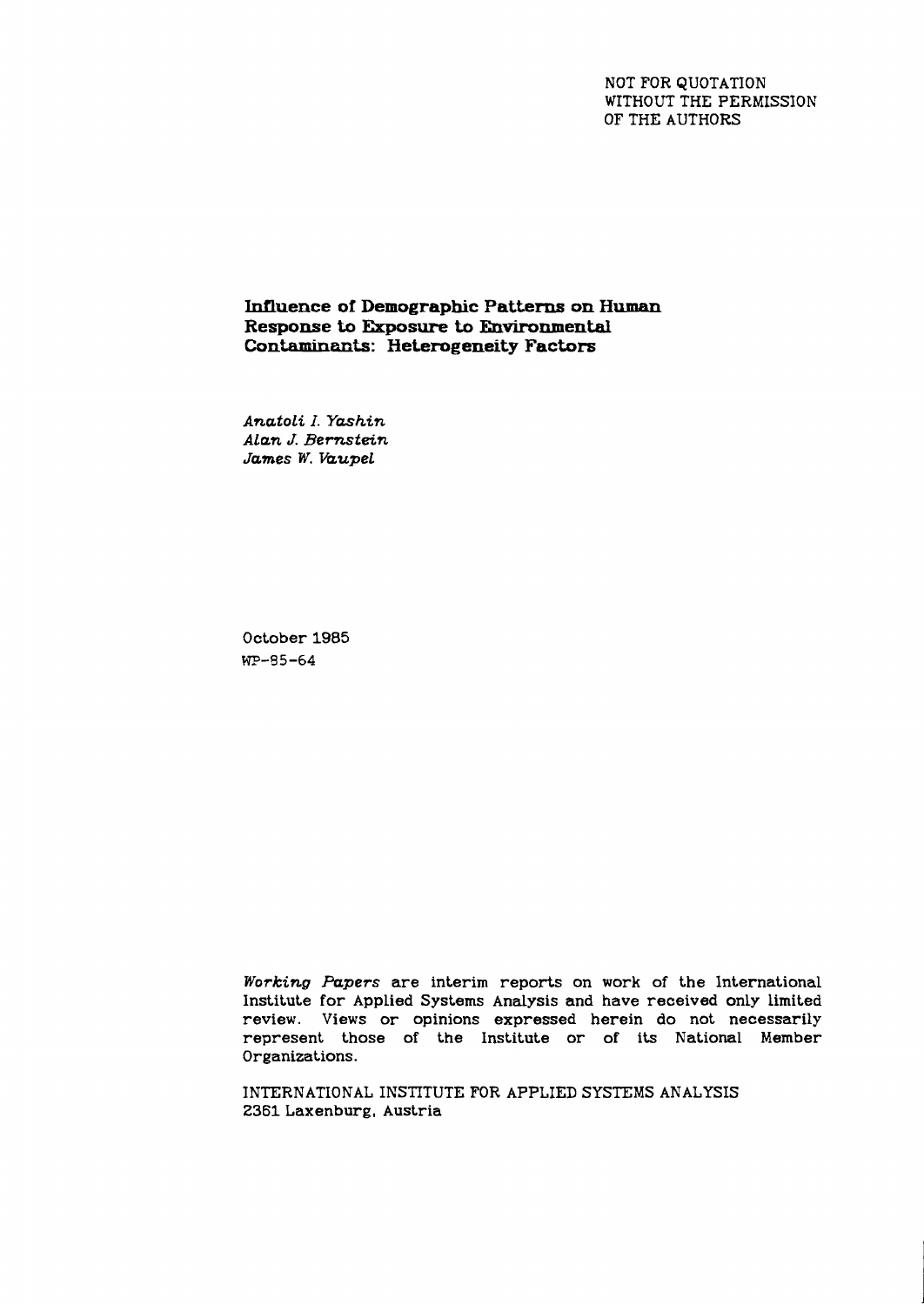NOT FOR QUOTATION
WITHOUT THE PERMISSION
OF THE AUTHORS

# Influence of Demographic Patterns on Human Response to Exposure to Environmental Contaminants: Heterogeneity Factors

*Anatoli I. Yashin*
*Alan J. Bernstein*
*James W. Vaupel*

October 1985
WP-85-64

*Working Papers* are interim reports on work of the International Institute for Applied Systems Analysis and have received only limited review. Views or opinions expressed herein do not necessarily represent those of the Institute or of its National Member Organizations.

INTERNATIONAL INSTITUTE FOR APPLIED SYSTEMS ANALYSIS
2361 Laxenburg, Austria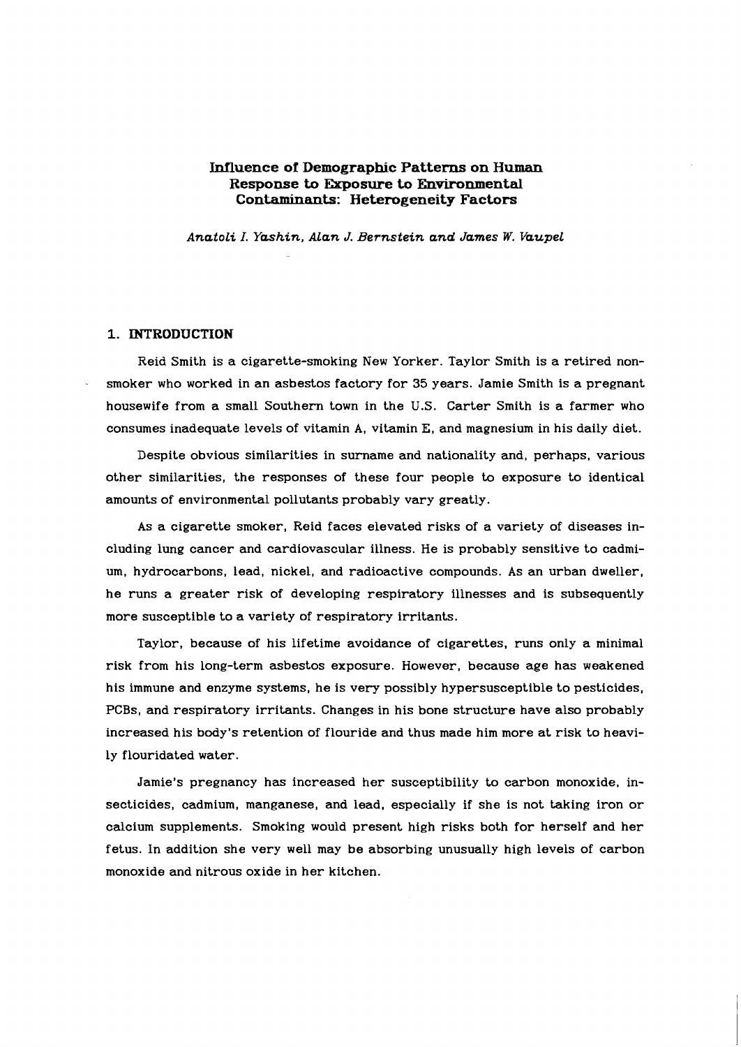# Influence of Demographic Patterns on Human Response to Exposure to Environmental Contaminants: Heterogeneity Factors

*Anatoli I. Yashin, Alan J. Bernstein and James W. Vaupel*

## 1. INTRODUCTION

Reid Smith is a cigarette-smoking New Yorker. Taylor Smith is a retired non-smoker who worked in an asbestos factory for 35 years. Jamie Smith is a pregnant housewife from a small Southern town in the U.S. Carter Smith is a farmer who consumes inadequate levels of vitamin A, vitamin E, and magnesium in his daily diet.

Despite obvious similarities in surname and nationality and, perhaps, various other similarities, the responses of these four people to exposure to identical amounts of environmental pollutants probably vary greatly.

As a cigarette smoker, Reid faces elevated risks of a variety of diseases including lung cancer and cardiovascular illness. He is probably sensitive to cadmium, hydrocarbons, lead, nickel, and radioactive compounds. As an urban dweller, he runs a greater risk of developing respiratory illnesses and is subsequently more susceptible to a variety of respiratory irritants.

Taylor, because of his lifetime avoidance of cigarettes, runs only a minimal risk from his long-term asbestos exposure. However, because age has weakened his immune and enzyme systems, he is very possibly hypersusceptible to pesticides, PCBs, and respiratory irritants. Changes in his bone structure have also probably increased his body's retention of flouride and thus made him more at risk to heavily flouridated water.

Jamie's pregnancy has increased her susceptibility to carbon monoxide, insecticides, cadmium, manganese, and lead, especially if she is not taking iron or calcium supplements. Smoking would present high risks both for herself and her fetus. In addition she very well may be absorbing unusually high levels of carbon monoxide and nitrous oxide in her kitchen.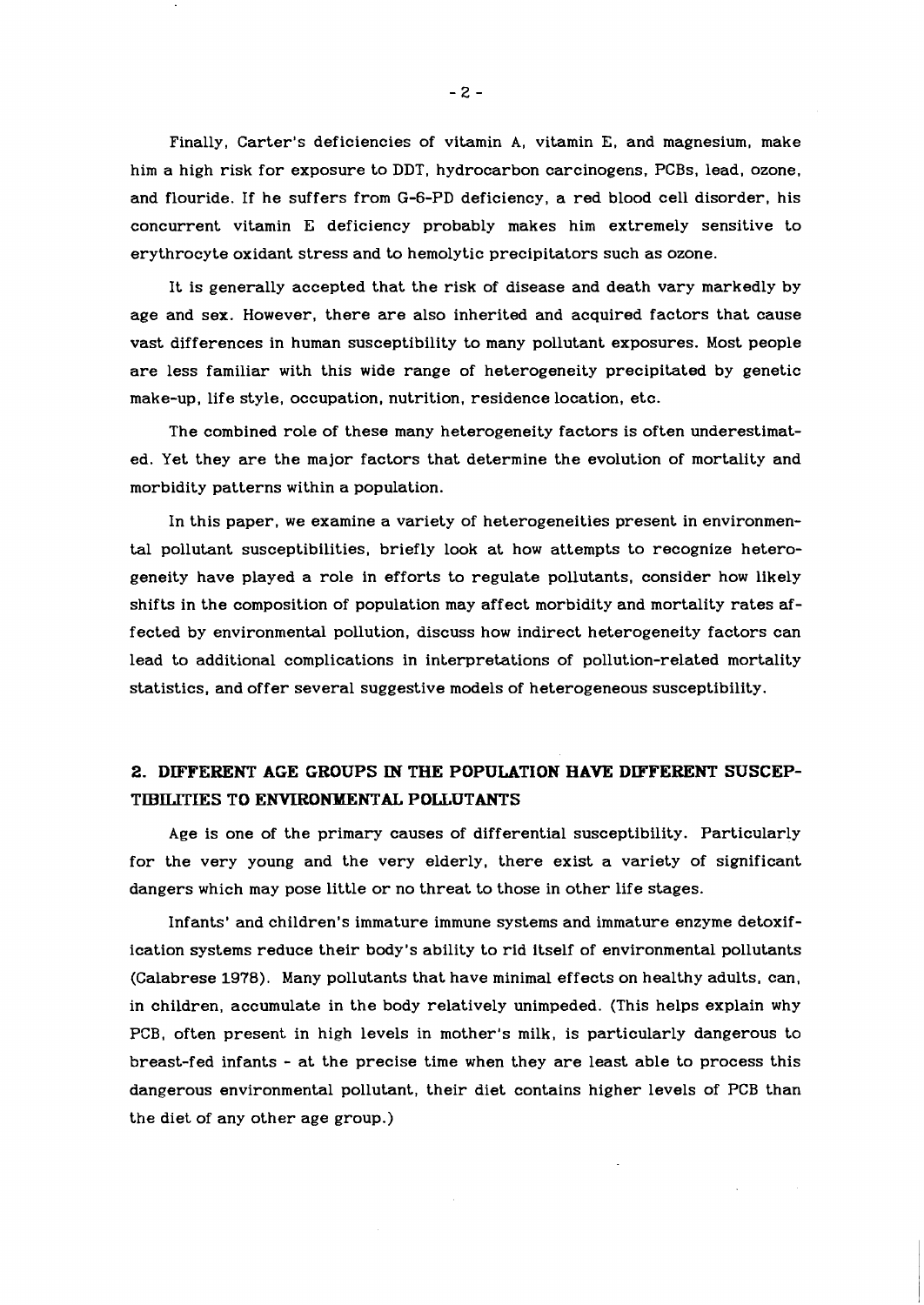Finally, Carter's deficiencies of vitamin A, vitamin E, and magnesium, make him a high risk for exposure to DDT, hydrocarbon carcinogens, PCBs, lead, ozone, and flouride. If he suffers from G-6-PD deficiency, a red blood cell disorder, his concurrent vitamin E deficiency probably makes him extremely sensitive to erythrocyte oxidant stress and to hemolytic precipitators such as ozone.

It is generally accepted that the risk of disease and death vary markedly by age and sex. However, there are also inherited and acquired factors that cause vast differences in human susceptibility to many pollutant exposures. Most people are less familiar with this wide range of heterogeneity precipitated by genetic make-up, life style, occupation, nutrition, residence location, etc.

The combined role of these many heterogeneity factors is often underestimated. Yet they are the major factors that determine the evolution of mortality and morbidity patterns within a population.

In this paper, we examine a variety of heterogeneities present in environmental pollutant susceptibilities, briefly look at how attempts to recognize heterogeneity have played a role in efforts to regulate pollutants, consider how likely shifts in the composition of population may affect morbidity and mortality rates affected by environmental pollution, discuss how indirect heterogeneity factors can lead to additional complications in interpretations of pollution-related mortality statistics, and offer several suggestive models of heterogeneous susceptibility.

## 2. DIFFERENT AGE GROUPS IN THE POPULATION HAVE DIFFERENT SUSCEPTIBILITIES TO ENVIRONMENTAL POLLUTANTS

Age is one of the primary causes of differential susceptibility. Particularly for the very young and the very elderly, there exist a variety of significant dangers which may pose little or no threat to those in other life stages.

Infants' and children's immature immune systems and immature enzyme detoxification systems reduce their body's ability to rid itself of environmental pollutants (Calabrese 1978). Many pollutants that have minimal effects on healthy adults, can, in children, accumulate in the body relatively unimpeded. (This helps explain why PCB, often present in high levels in mother's milk, is particularly dangerous to breast-fed infants - at the precise time when they are least able to process this dangerous environmental pollutant, their diet contains higher levels of PCB than the diet of any other age group.)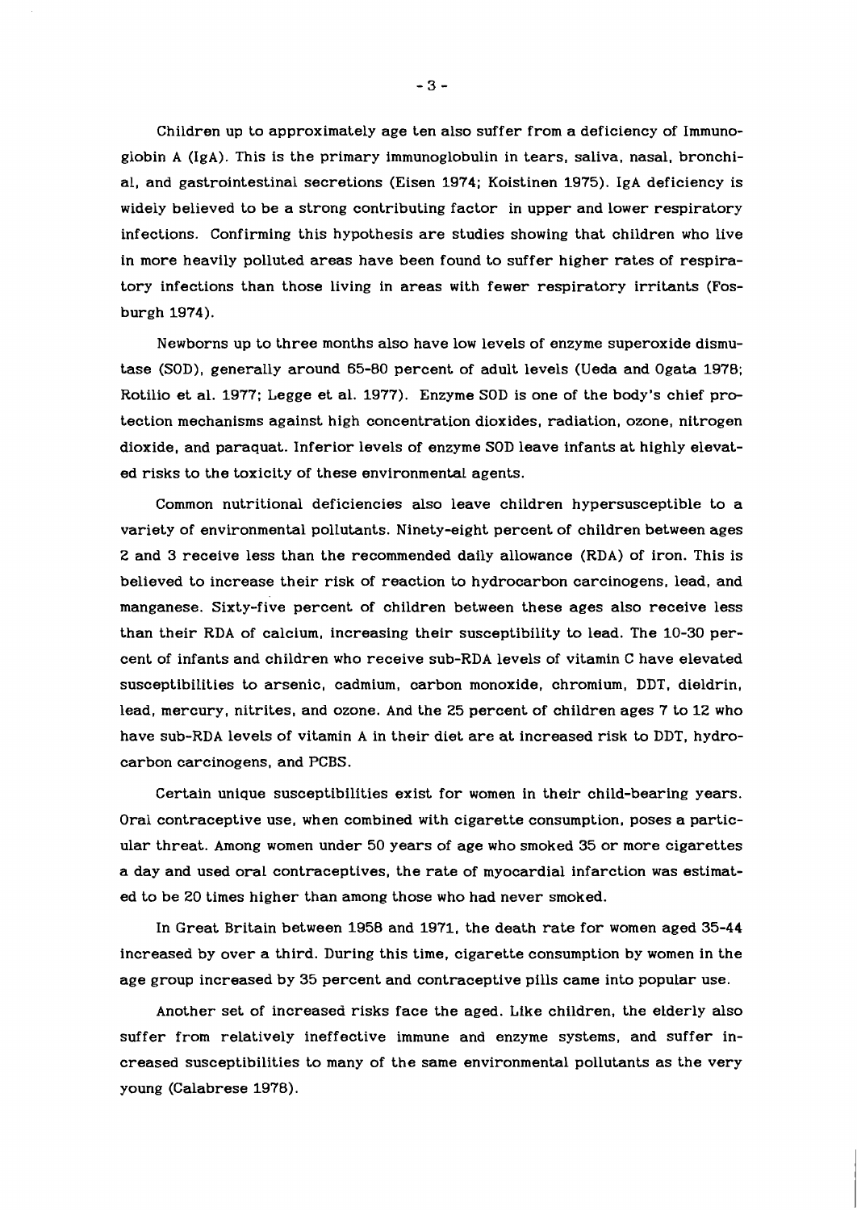Children up to approximately age ten also suffer from a deficiency of Immunoglobin A (IgA). This is the primary immunoglobulin in tears, saliva, nasal, bronchial, and gastrointestinal secretions (Eisen 1974; Koistinen 1975). IgA deficiency is widely believed to be a strong contributing factor in upper and lower respiratory infections. Confirming this hypothesis are studies showing that children who live in more heavily polluted areas have been found to suffer higher rates of respiratory infections than those living in areas with fewer respiratory irritants (Fosburgh 1974).

Newborns up to three months also have low levels of enzyme superoxide dismutase (SOD), generally around 65-80 percent of adult levels (Ueda and Ogata 1978; Rotilio et al. 1977; Legge et al. 1977). Enzyme SOD is one of the body's chief protection mechanisms against high concentration dioxides, radiation, ozone, nitrogen dioxide, and paraquat. Inferior levels of enzyme SOD leave infants at highly elevated risks to the toxicity of these environmental agents.

Common nutritional deficiencies also leave children hypersusceptible to a variety of environmental pollutants. Ninety-eight percent of children between ages 2 and 3 receive less than the recommended daily allowance (RDA) of iron. This is believed to increase their risk of reaction to hydrocarbon carcinogens, lead, and manganese. Sixty-five percent of children between these ages also receive less than their RDA of calcium, increasing their susceptibility to lead. The 10-30 percent of infants and children who receive sub-RDA levels of vitamin C have elevated susceptibilities to arsenic, cadmium, carbon monoxide, chromium, DDT, dieldrin, lead, mercury, nitrites, and ozone. And the 25 percent of children ages 7 to 12 who have sub-RDA levels of vitamin A in their diet are at increased risk to DDT, hydrocarbon carcinogens, and PCBS.

Certain unique susceptibilities exist for women in their child-bearing years. Oral contraceptive use, when combined with cigarette consumption, poses a particular threat. Among women under 50 years of age who smoked 35 or more cigarettes a day and used oral contraceptives, the rate of myocardial infarction was estimated to be 20 times higher than among those who had never smoked.

In Great Britain between 1958 and 1971, the death rate for women aged 35-44 increased by over a third. During this time, cigarette consumption by women in the age group increased by 35 percent and contraceptive pills came into popular use.

Another set of increased risks face the aged. Like children, the elderly also suffer from relatively ineffective immune and enzyme systems, and suffer increased susceptibilities to many of the same environmental pollutants as the very young (Calabrese 1978).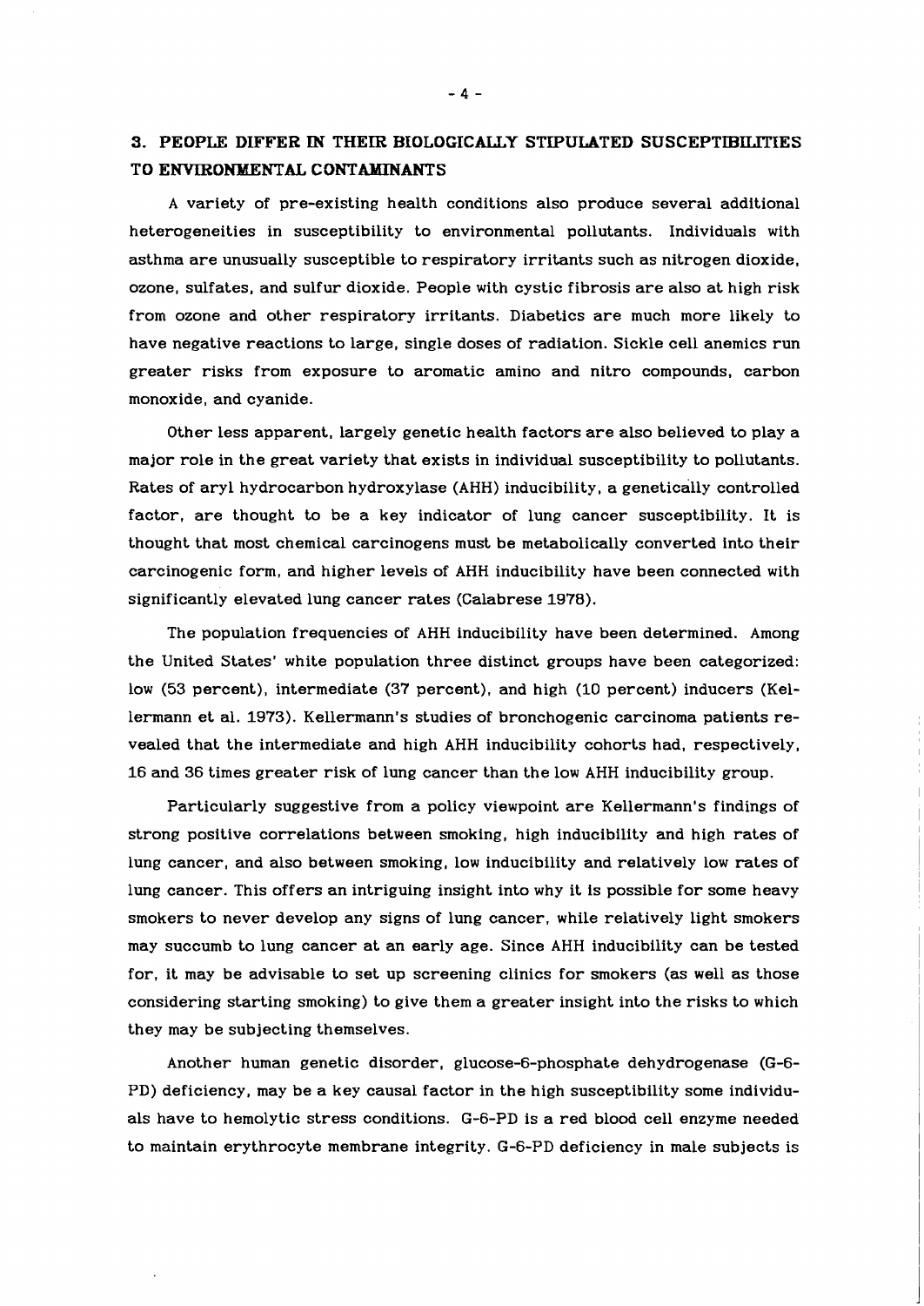## 3. PEOPLE DIFFER IN THEIR BIOLOGICALLY STIPULATED SUSCEPTIBILITIES TO ENVIRONMENTAL CONTAMINANTS

A variety of pre-existing health conditions also produce several additional heterogeneities in susceptibility to environmental pollutants. Individuals with asthma are unusually susceptible to respiratory irritants such as nitrogen dioxide, ozone, sulfates, and sulfur dioxide. People with cystic fibrosis are also at high risk from ozone and other respiratory irritants. Diabetics are much more likely to have negative reactions to large, single doses of radiation. Sickle cell anemics run greater risks from exposure to aromatic amino and nitro compounds, carbon monoxide, and cyanide.

Other less apparent, largely genetic health factors are also believed to play a major role in the great variety that exists in individual susceptibility to pollutants. Rates of aryl hydrocarbon hydroxylase (AHH) inducibility, a genetically controlled factor, are thought to be a key indicator of lung cancer susceptibility. It is thought that most chemical carcinogens must be metabolically converted into their carcinogenic form, and higher levels of AHH inducibility have been connected with significantly elevated lung cancer rates (Calabrese 1978).

The population frequencies of AHH inducibility have been determined. Among the United States' white population three distinct groups have been categorized: low (53 percent), intermediate (37 percent), and high (10 percent) inducers (Kellermann et al. 1973). Kellermann's studies of bronchogenic carcinoma patients revealed that the intermediate and high AHH inducibility cohorts had, respectively, 16 and 36 times greater risk of lung cancer than the low AHH inducibility group.

Particularly suggestive from a policy viewpoint are Kellermann's findings of strong positive correlations between smoking, high inducibility and high rates of lung cancer, and also between smoking, low inducibility and relatively low rates of lung cancer. This offers an intriguing insight into why it is possible for some heavy smokers to never develop any signs of lung cancer, while relatively light smokers may succumb to lung cancer at an early age. Since AHH inducibility can be tested for, it may be advisable to set up screening clinics for smokers (as well as those considering starting smoking) to give them a greater insight into the risks to which they may be subjecting themselves.

Another human genetic disorder, glucose-6-phosphate dehydrogenase (G-6-PD) deficiency, may be a key causal factor in the high susceptibility some individuals have to hemolytic stress conditions. G-6-PD is a red blood cell enzyme needed to maintain erythrocyte membrane integrity. G-6-PD deficiency in male subjects is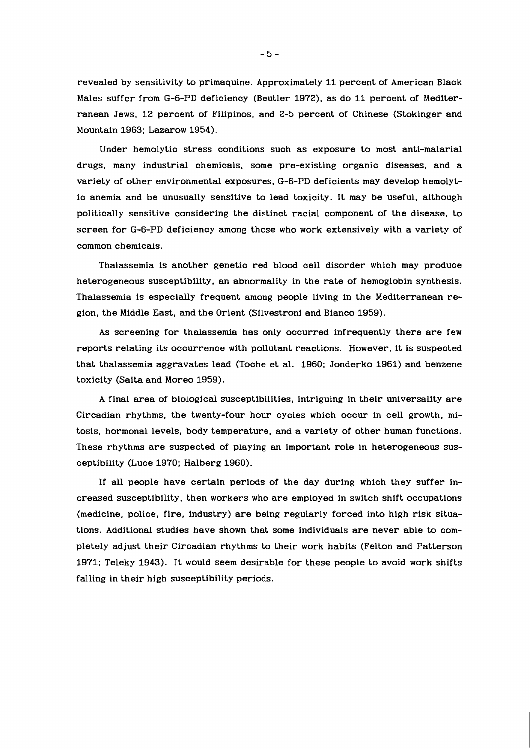revealed by sensitivity to primaquine. Approximately 11 percent of American Black Males suffer from G-6-PD deficiency (Beutler 1972), as do 11 percent of Mediterranean Jews, 12 percent of Filipinos, and 2-5 percent of Chinese (Stokinger and Mountain 1963; Lazarow 1954).

Under hemolytic stress conditions such as exposure to most anti-malarial drugs, many industrial chemicals, some pre-existing organic diseases, and a variety of other environmental exposures, G-6-PD deficients may develop hemolytic anemia and be unusually sensitive to lead toxicity. It may be useful, although politically sensitive considering the distinct racial component of the disease, to screen for G-6-PD deficiency among those who work extensively with a variety of common chemicals.

Thalassemia is another genetic red blood cell disorder which may produce heterogeneous susceptibility, an abnormality in the rate of hemoglobin synthesis. Thalassemia is especially frequent among people living in the Mediterranean region, the Middle East, and the Orient (Silvestroni and Bianco 1959).

As screening for thalassemia has only occurred infrequently there are few reports relating its occurrence with pollutant reactions. However, it is suspected that thalassemia aggravates lead (Toche et al. 1960; Jonderko 1961) and benzene toxicity (Saita and Moreo 1959).

A final area of biological susceptibilities, intriguing in their universality are Circadian rhythms, the twenty-four hour cycles which occur in cell growth, mitosis, hormonal levels, body temperature, and a variety of other human functions. These rhythms are suspected of playing an important role in heterogeneous susceptibility (Luce 1970; Halberg 1960).

If all people have certain periods of the day during which they suffer increased susceptibility, then workers who are employed in switch shift occupations (medicine, police, fire, industry) are being regularly forced into high risk situations. Additional studies have shown that some individuals are never able to completely adjust their Circadian rhythms to their work habits (Felton and Patterson 1971; Teleky 1943). It would seem desirable for these people to avoid work shifts falling in their high susceptibility periods.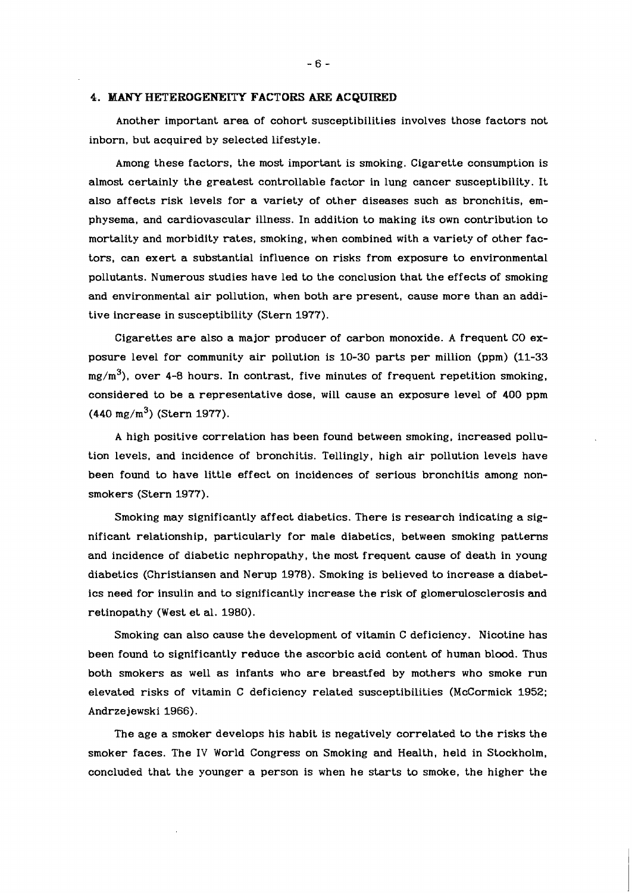## 4. MANY HETEROGENEITY FACTORS ARE ACQUIRED

Another important area of cohort susceptibilities involves those factors not inborn, but acquired by selected lifestyle.

Among these factors, the most important is smoking. Cigarette consumption is almost certainly the greatest controllable factor in lung cancer susceptibility. It also affects risk levels for a variety of other diseases such as bronchitis, emphysema, and cardiovascular illness. In addition to making its own contribution to mortality and morbidity rates, smoking, when combined with a variety of other factors, can exert a substantial influence on risks from exposure to environmental pollutants. Numerous studies have led to the conclusion that the effects of smoking and environmental air pollution, when both are present, cause more than an additive increase in susceptibility (Stern 1977).

Cigarettes are also a major producer of carbon monoxide. A frequent CO exposure level for community air pollution is 10-30 parts per million (ppm) (11-33 $mg/m^3$), over 4-8 hours. In contrast, five minutes of frequent repetition smoking, considered to be a representative dose, will cause an exposure level of 400 ppm (440 $mg/m^3$) (Stern 1977).

A high positive correlation has been found between smoking, increased pollution levels, and incidence of bronchitis. Tellingly, high air pollution levels have been found to have little effect on incidences of serious bronchitis among nonsmokers (Stern 1977).

Smoking may significantly affect diabetics. There is research indicating a significant relationship, particularly for male diabetics, between smoking patterns and incidence of diabetic nephropathy, the most frequent cause of death in young diabetics (Christiansen and Nerup 1978). Smoking is believed to increase a diabetics need for insulin and to significantly increase the risk of glomerulosclerosis and retinopathy (West et al. 1980).

Smoking can also cause the development of vitamin C deficiency. Nicotine has been found to significantly reduce the ascorbic acid content of human blood. Thus both smokers as well as infants who are breastfed by mothers who smoke run elevated risks of vitamin C deficiency related susceptibilities (McCormick 1952; Andrzejewski 1966).

The age a smoker develops his habit is negatively correlated to the risks the smoker faces. The IV World Congress on Smoking and Health, held in Stockholm, concluded that the younger a person is when he starts to smoke, the higher the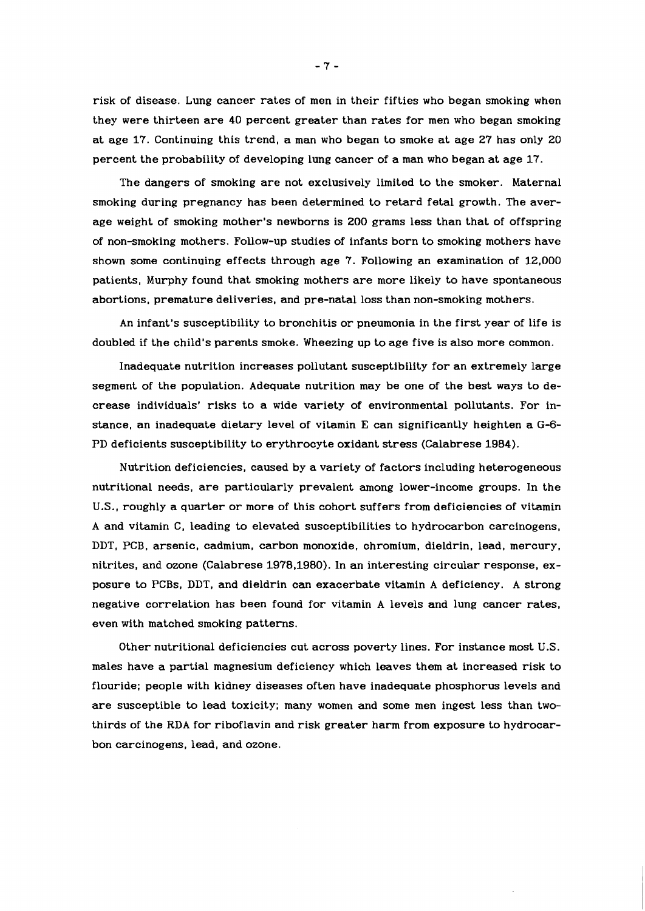risk of disease. Lung cancer rates of men in their fifties who began smoking when they were thirteen are 40 percent greater than rates for men who began smoking at age 17. Continuing this trend, a man who began to smoke at age 27 has only 20 percent the probability of developing lung cancer of a man who began at age 17.

The dangers of smoking are not exclusively limited to the smoker. Maternal smoking during pregnancy has been determined to retard fetal growth. The average weight of smoking mother's newborns is 200 grams less than that of offspring of non-smoking mothers. Follow-up studies of infants born to smoking mothers have shown some continuing effects through age 7. Following an examination of 12,000 patients, Murphy found that smoking mothers are more likely to have spontaneous abortions, premature deliveries, and pre-natal loss than non-smoking mothers.

An infant's susceptibility to bronchitis or pneumonia in the first year of life is doubled if the child's parents smoke. Wheezing up to age five is also more common.

Inadequate nutrition increases pollutant susceptibility for an extremely large segment of the population. Adequate nutrition may be one of the best ways to decrease individuals' risks to a wide variety of environmental pollutants. For instance, an inadequate dietary level of vitamin E can significantly heighten a G-6-PD deficients susceptibility to erythrocyte oxidant stress (Calabrese 1984).

Nutrition deficiencies, caused by a variety of factors including heterogeneous nutritional needs, are particularly prevalent among lower-income groups. In the U.S., roughly a quarter or more of this cohort suffers from deficiencies of vitamin A and vitamin C, leading to elevated susceptibilities to hydrocarbon carcinogens, DDT, PCB, arsenic, cadmium, carbon monoxide, chromium, dieldrin, lead, mercury, nitrites, and ozone (Calabrese 1978,1980). In an interesting circular response, exposure to PCBs, DDT, and dieldrin can exacerbate vitamin A deficiency. A strong negative correlation has been found for vitamin A levels and lung cancer rates, even with matched smoking patterns.

Other nutritional deficiencies cut across poverty lines. For instance most U.S. males have a partial magnesium deficiency which leaves them at increased risk to flouride; people with kidney diseases often have inadequate phosphorus levels and are susceptible to lead toxicity; many women and some men ingest less than two-thirds of the RDA for riboflavin and risk greater harm from exposure to hydrocarbon carcinogens, lead, and ozone.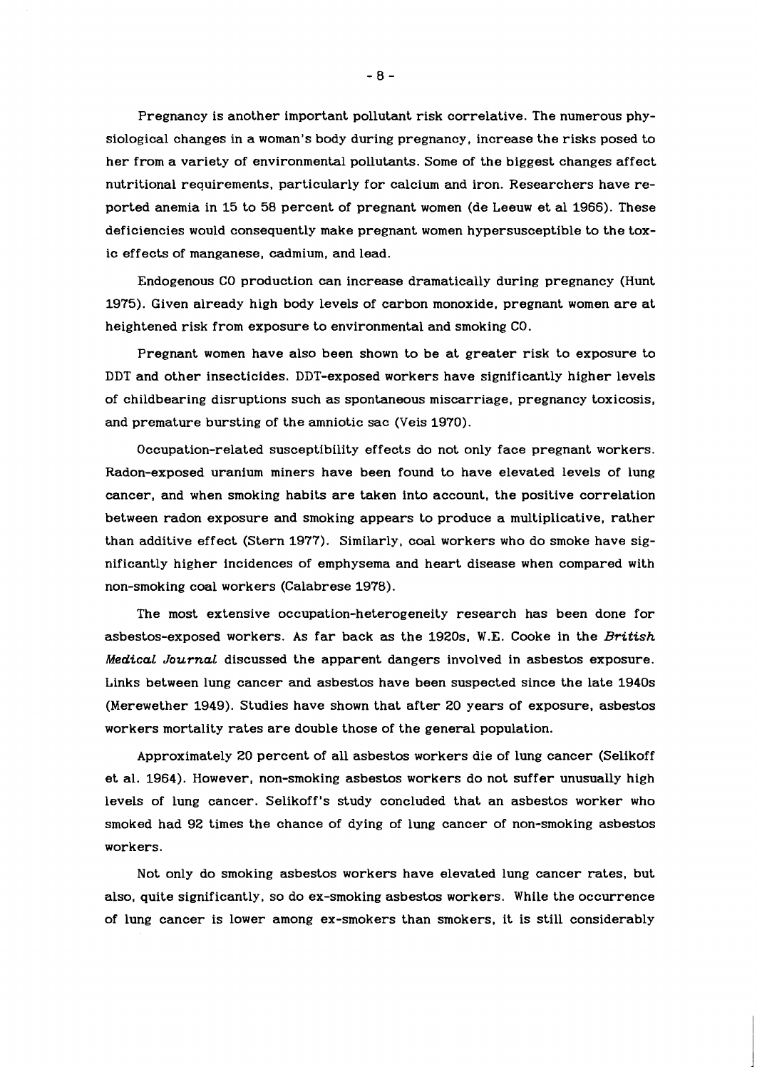Pregnancy is another important pollutant risk correlative. The numerous physiological changes in a woman's body during pregnancy, increase the risks posed to her from a variety of environmental pollutants. Some of the biggest changes affect nutritional requirements, particularly for calcium and iron. Researchers have reported anemia in 15 to 58 percent of pregnant women (de Leeuw et al 1966). These deficiencies would consequently make pregnant women hypersusceptible to the toxic effects of manganese, cadmium, and lead.

Endogenous CO production can increase dramatically during pregnancy (Hunt 1975). Given already high body levels of carbon monoxide, pregnant women are at heightened risk from exposure to environmental and smoking CO.

Pregnant women have also been shown to be at greater risk to exposure to DDT and other insecticides. DDT-exposed workers have significantly higher levels of childbearing disruptions such as spontaneous miscarriage, pregnancy toxicosis, and premature bursting of the amniotic sac (Veis 1970).

Occupation-related susceptibility effects do not only face pregnant workers. Radon-exposed uranium miners have been found to have elevated levels of lung cancer, and when smoking habits are taken into account, the positive correlation between radon exposure and smoking appears to produce a multiplicative, rather than additive effect (Stern 1977). Similarly, coal workers who do smoke have significantly higher incidences of emphysema and heart disease when compared with non-smoking coal workers (Calabrese 1978).

The most extensive occupation-heterogeneity research has been done for asbestos-exposed workers. As far back as the 1920s, W.E. Cooke in the *British Medical Journal* discussed the apparent dangers involved in asbestos exposure. Links between lung cancer and asbestos have been suspected since the late 1940s (Merewether 1949). Studies have shown that after 20 years of exposure, asbestos workers mortality rates are double those of the general population.

Approximately 20 percent of all asbestos workers die of lung cancer (Selikoff et al. 1964). However, non-smoking asbestos workers do not suffer unusually high levels of lung cancer. Selikoff's study concluded that an asbestos worker who smoked had 92 times the chance of dying of lung cancer of non-smoking asbestos workers.

Not only do smoking asbestos workers have elevated lung cancer rates, but also, quite significantly, so do ex-smoking asbestos workers. While the occurrence of lung cancer is lower among ex-smokers than smokers, it is still considerably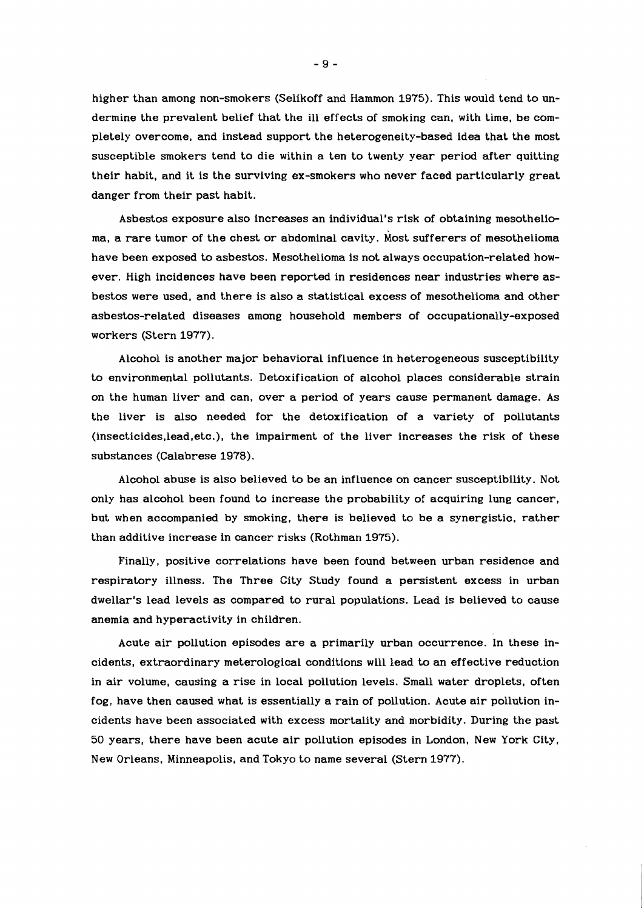higher than among non-smokers (Selikoff and Hammon 1975). This would tend to undermine the prevalent belief that the ill effects of smoking can, with time, be completely overcome, and instead support the heterogeneity-based idea that the most susceptible smokers tend to die within a ten to twenty year period after quitting their habit, and it is the surviving ex-smokers who never faced particularly great danger from their past habit.

Asbestos exposure also increases an individual's risk of obtaining mesothelioma, a rare tumor of the chest or abdominal cavity. Most sufferers of mesothelioma have been exposed to asbestos. Mesothelioma is not always occupation-related however. High incidences have been reported in residences near industries where asbestos were used, and there is also a statistical excess of mesothelioma and other asbestos-related diseases among household members of occupationally-exposed workers (Stern 1977).

Alcohol is another major behavioral influence in heterogeneous susceptibility to environmental pollutants. Detoxification of alcohol places considerable strain on the human liver and can, over a period of years cause permanent damage. As the liver is also needed for the detoxification of a variety of pollutants (insecticides,lead,etc.), the impairment of the liver increases the risk of these substances (Calabrese 1978).

Alcohol abuse is also believed to be an influence on cancer susceptibility. Not only has alcohol been found to increase the probability of acquiring lung cancer, but when accompanied by smoking, there is believed to be a synergistic, rather than additive increase in cancer risks (Rothman 1975).

Finally, positive correlations have been found between urban residence and respiratory illness. The Three City Study found a persistent excess in urban dwellar's lead levels as compared to rural populations. Lead is believed to cause anemia and hyperactivity in children.

Acute air pollution episodes are a primarily urban occurrence. In these incidents, extraordinary meterological conditions will lead to an effective reduction in air volume, causing a rise in local pollution levels. Small water droplets, often fog, have then caused what is essentially a rain of pollution. Acute air pollution incidents have been associated with excess mortality and morbidity. During the past 50 years, there have been acute air pollution episodes in London, New York City, New Orleans, Minneapolis, and Tokyo to name several (Stern 1977).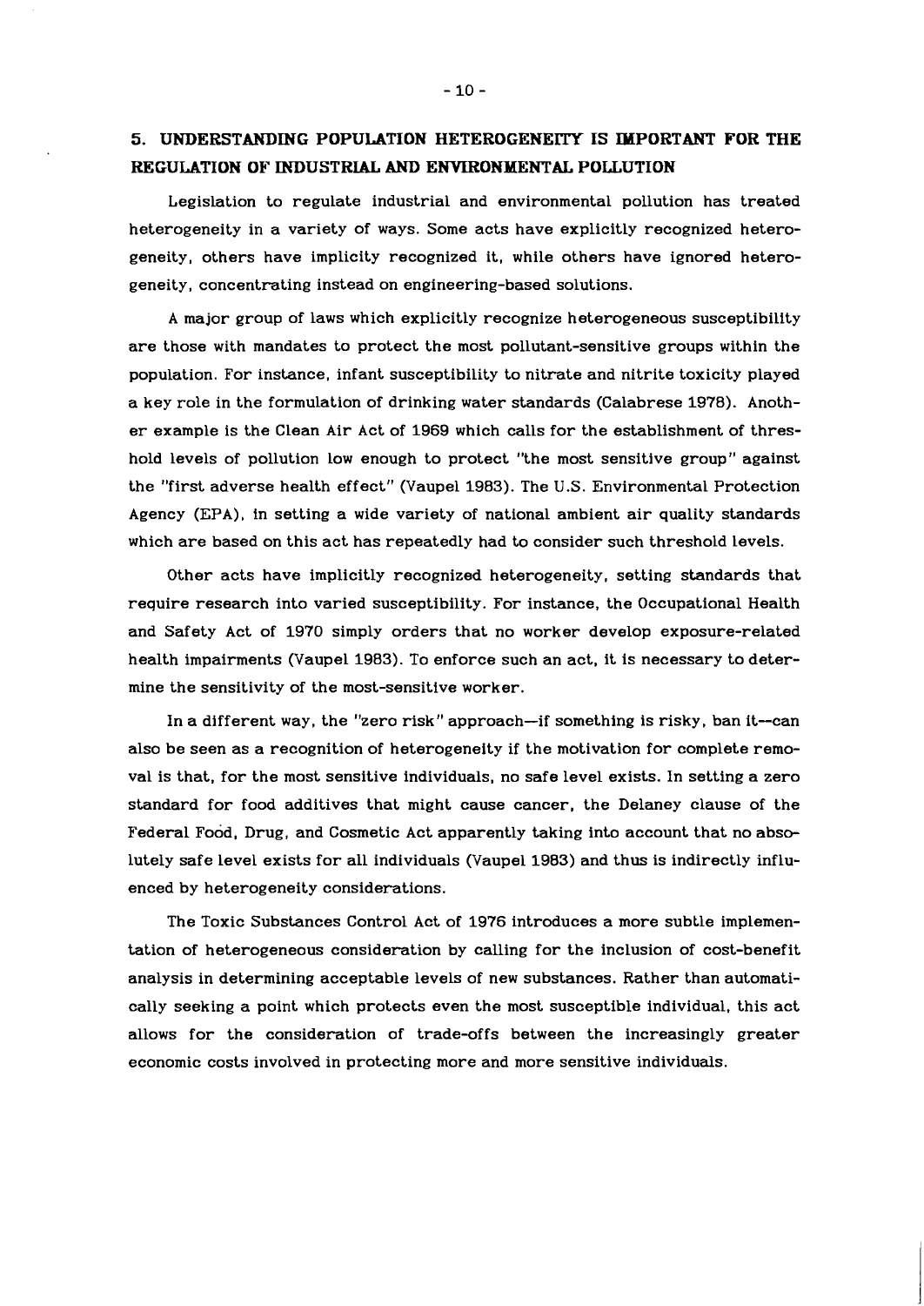## 5. UNDERSTANDING POPULATION HETEROGENEITY IS IMPORTANT FOR THE REGULATION OF INDUSTRIAL AND ENVIRONMENTAL POLLUTION

Legislation to regulate industrial and environmental pollution has treated heterogeneity in a variety of ways. Some acts have explicitly recognized heterogeneity, others have implicity recognized it, while others have ignored heterogeneity, concentrating instead on engineering-based solutions.

A major group of laws which explicitly recognize heterogeneous susceptibility are those with mandates to protect the most pollutant-sensitive groups within the population. For instance, infant susceptibility to nitrate and nitrite toxicity played a key role in the formulation of drinking water standards (Calabrese 1978). Another example is the Clean Air Act of 1969 which calls for the establishment of threshold levels of pollution low enough to protect "the most sensitive group" against the "first adverse health effect" (Vaupel 1983). The U.S. Environmental Protection Agency (EPA), in setting a wide variety of national ambient air quality standards which are based on this act has repeatedly had to consider such threshold levels.

Other acts have implicitly recognized heterogeneity, setting standards that require research into varied susceptibility. For instance, the Occupational Health and Safety Act of 1970 simply orders that no worker develop exposure-related health impairments (Vaupel 1983). To enforce such an act, it is necessary to determine the sensitivity of the most-sensitive worker.

In a different way, the "zero risk" approach—if something is risky, ban it--can also be seen as a recognition of heterogeneity if the motivation for complete removal is that, for the most sensitive individuals, no safe level exists. In setting a zero standard for food additives that might cause cancer, the Delaney clause of the Federal Food, Drug, and Cosmetic Act apparently taking into account that no absolutely safe level exists for all individuals (Vaupel 1983) and thus is indirectly influenced by heterogeneity considerations.

The Toxic Substances Control Act of 1976 introduces a more subtle implementation of heterogeneous consideration by calling for the inclusion of cost-benefit analysis in determining acceptable levels of new substances. Rather than automatically seeking a point which protects even the most susceptible individual, this act allows for the consideration of trade-offs between the increasingly greater economic costs involved in protecting more and more sensitive individuals.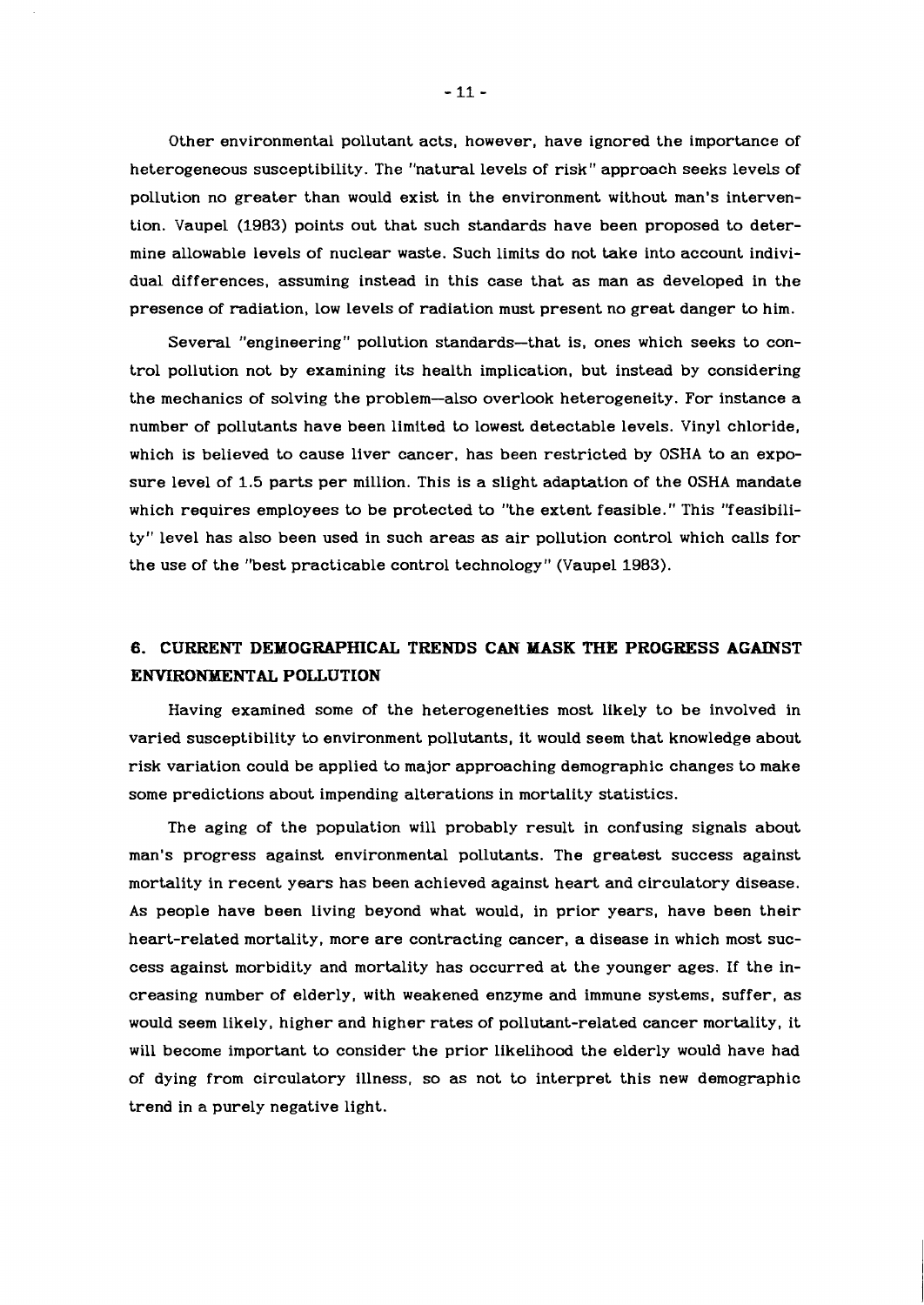Other environmental pollutant acts, however, have ignored the importance of heterogeneous susceptibility. The "natural levels of risk" approach seeks levels of pollution no greater than would exist in the environment without man's intervention. Vaupel (1983) points out that such standards have been proposed to determine allowable levels of nuclear waste. Such limits do not take into account individual differences, assuming instead in this case that as man as developed in the presence of radiation, low levels of radiation must present no great danger to him.

Several "engineering" pollution standards—that is, ones which seeks to control pollution not by examining its health implication, but instead by considering the mechanics of solving the problem—also overlook heterogeneity. For instance a number of pollutants have been limited to lowest detectable levels. Vinyl chloride, which is believed to cause liver cancer, has been restricted by OSHA to an exposure level of 1.5 parts per million. This is a slight adaptation of the OSHA mandate which requires employees to be protected to "the extent feasible." This "feasibility" level has also been used in such areas as air pollution control which calls for the use of the "best practicable control technology" (Vaupel 1983).

## 6. CURRENT DEMOGRAPHICAL TRENDS CAN MASK THE PROGRESS AGAINST ENVIRONMENTAL POLLUTION

Having examined some of the heterogeneities most likely to be involved in varied susceptibility to environment pollutants, it would seem that knowledge about risk variation could be applied to major approaching demographic changes to make some predictions about impending alterations in mortality statistics.

The aging of the population will probably result in confusing signals about man's progress against environmental pollutants. The greatest success against mortality in recent years has been achieved against heart and circulatory disease. As people have been living beyond what would, in prior years, have been their heart-related mortality, more are contracting cancer, a disease in which most success against morbidity and mortality has occurred at the younger ages. If the increasing number of elderly, with weakened enzyme and immune systems, suffer, as would seem likely, higher and higher rates of pollutant-related cancer mortality, it will become important to consider the prior likelihood the elderly would have had of dying from circulatory illness, so as not to interpret this new demographic trend in a purely negative light.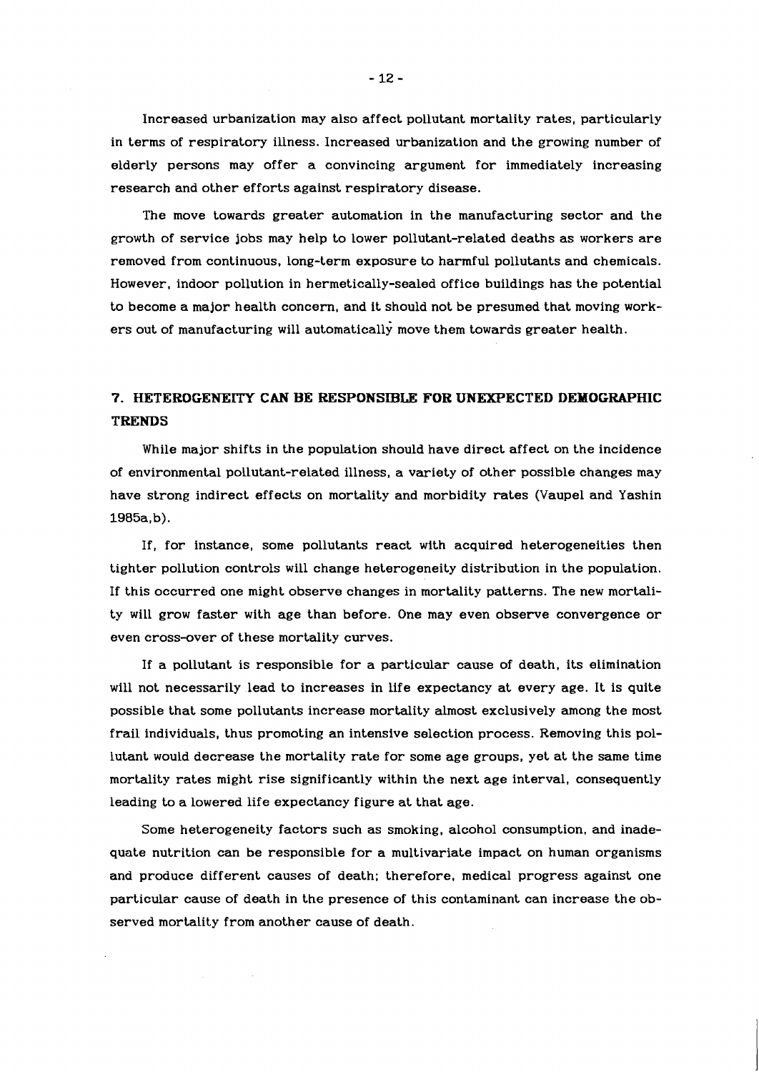Increased urbanization may also affect pollutant mortality rates, particularly in terms of respiratory illness. Increased urbanization and the growing number of elderly persons may offer a convincing argument for immediately increasing research and other efforts against respiratory disease.

The move towards greater automation in the manufacturing sector and the growth of service jobs may help to lower pollutant-related deaths as workers are removed from continuous, long-term exposure to harmful pollutants and chemicals. However, indoor pollution in hermetically-sealed office buildings has the potential to become a major health concern, and it should not be presumed that moving workers out of manufacturing will automatically move them towards greater health.

## 7. HETEROGENEITY CAN BE RESPONSIBLE FOR UNEXPECTED DEMOGRAPHIC TRENDS

While major shifts in the population should have direct affect on the incidence of environmental pollutant-related illness, a variety of other possible changes may have strong indirect effects on mortality and morbidity rates (Vaupel and Yashin 1985a,b).

If, for instance, some pollutants react with acquired heterogeneities then tighter pollution controls will change heterogeneity distribution in the population. If this occurred one might observe changes in mortality patterns. The new mortality will grow faster with age than before. One may even observe convergence or even cross-over of these mortality curves.

If a pollutant is responsible for a particular cause of death, its elimination will not necessarily lead to increases in life expectancy at every age. It is quite possible that some pollutants increase mortality almost exclusively among the most frail individuals, thus promoting an intensive selection process. Removing this pollutant would decrease the mortality rate for some age groups, yet at the same time mortality rates might rise significantly within the next age interval, consequently leading to a lowered life expectancy figure at that age.

Some heterogeneity factors such as smoking, alcohol consumption, and inadequate nutrition can be responsible for a multivariate impact on human organisms and produce different causes of death; therefore, medical progress against one particular cause of death in the presence of this contaminant can increase the observed mortality from another cause of death.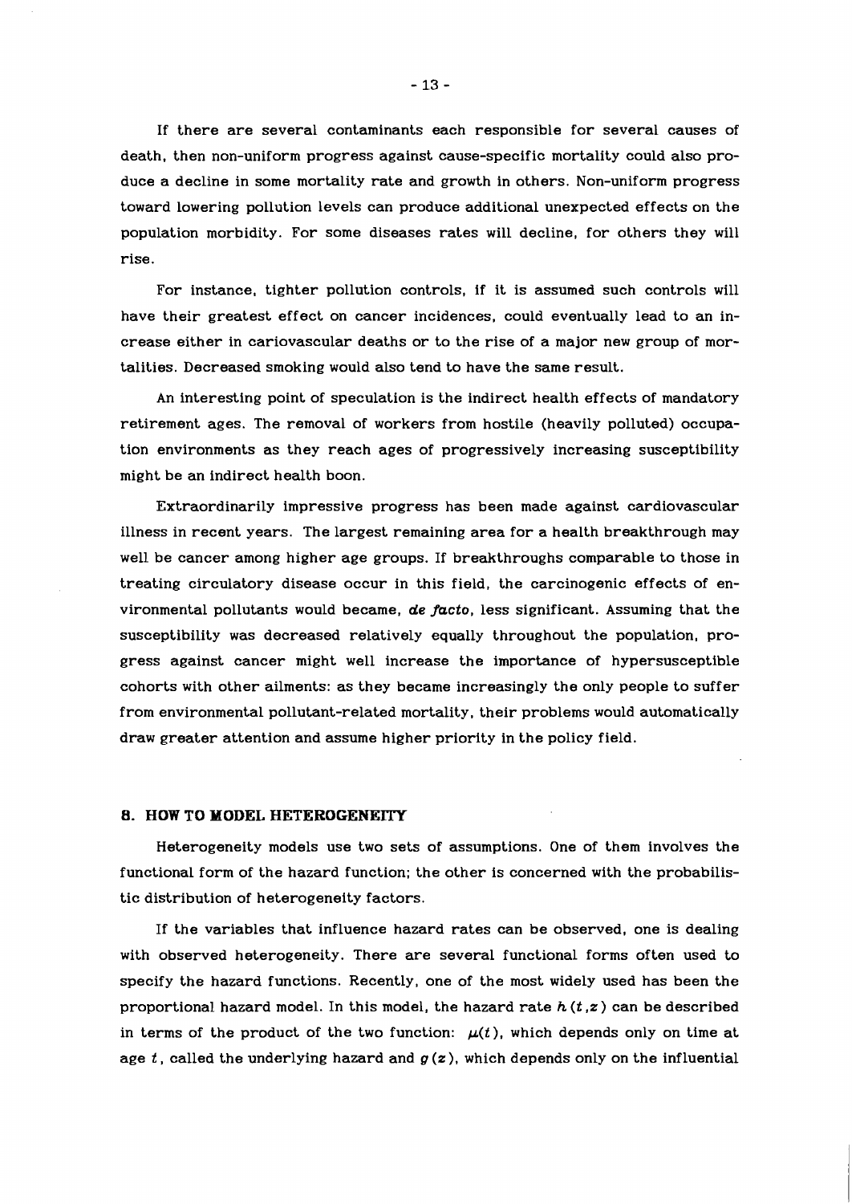If there are several contaminants each responsible for several causes of death, then non-uniform progress against cause-specific mortality could also produce a decline in some mortality rate and growth in others. Non-uniform progress toward lowering pollution levels can produce additional unexpected effects on the population morbidity. For some diseases rates will decline, for others they will rise.

For instance, tighter pollution controls, if it is assumed such controls will have their greatest effect on cancer incidences, could eventually lead to an increase either in cariovascular deaths or to the rise of a major new group of mortalities. Decreased smoking would also tend to have the same result.

An interesting point of speculation is the indirect health effects of mandatory retirement ages. The removal of workers from hostile (heavily polluted) occupation environments as they reach ages of progressively increasing susceptibility might be an indirect health boon.

Extraordinarily impressive progress has been made against cardiovascular illness in recent years. The largest remaining area for a health breakthrough may well be cancer among higher age groups. If breakthroughs comparable to those in treating circulatory disease occur in this field, the carcinogenic effects of environmental pollutants would became, *de facto*, less significant. Assuming that the susceptibility was decreased relatively equally throughout the population, progress against cancer might well increase the importance of hypersusceptible cohorts with other ailments: as they became increasingly the only people to suffer from environmental pollutant-related mortality, their problems would automatically draw greater attention and assume higher priority in the policy field.

## 8. HOW TO MODEL HETEROGENEITY

Heterogeneity models use two sets of assumptions. One of them involves the functional form of the hazard function; the other is concerned with the probabilistic distribution of heterogeneity factors.

If the variables that influence hazard rates can be observed, one is dealing with observed heterogeneity. There are several functional forms often used to specify the hazard functions. Recently, one of the most widely used has been the proportional hazard model. In this model, the hazard rate $h(t,z)$ can be described in terms of the product of the two function: $\mu(t)$, which depends only on time at age $t$, called the underlying hazard and $g(z)$, which depends only on the influential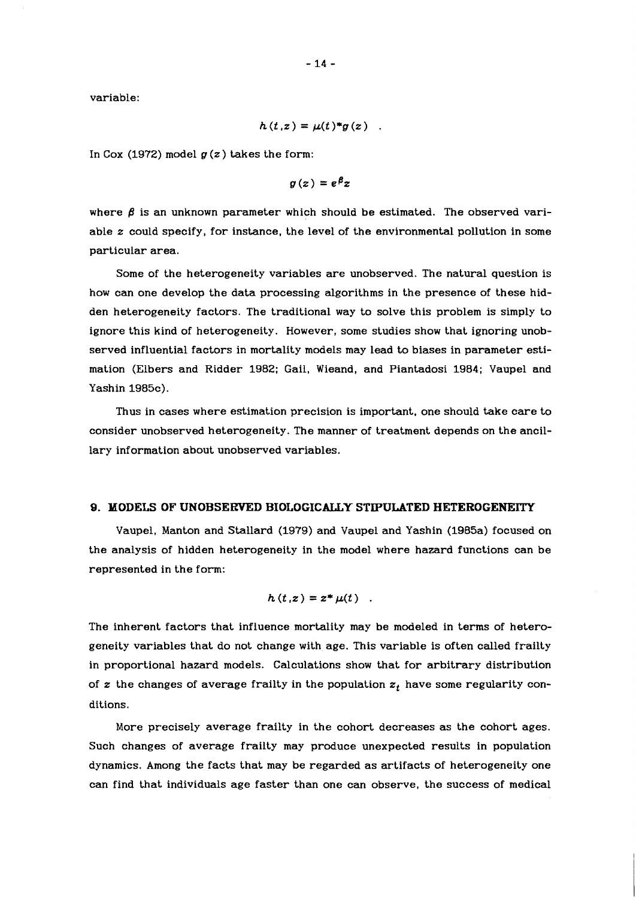variable:

$$h(t,z) = \mu(t)^* g(z) \quad .$$

In Cox (1972) model $g(z)$ takes the form:

$$g(z) = e^{\beta}z$$

where $\beta$ is an unknown parameter which should be estimated. The observed variable $z$ could specify, for instance, the level of the environmental pollution in some particular area.

Some of the heterogeneity variables are unobserved. The natural question is how can one develop the data processing algorithms in the presence of these hidden heterogeneity factors. The traditional way to solve this problem is simply to ignore this kind of heterogeneity. However, some studies show that ignoring unobserved influential factors in mortality models may lead to biases in parameter estimation (Elbers and Ridder 1982; Gail, Wieand, and Piantadosi 1984; Vaupel and Yashin 1985c).

Thus in cases where estimation precision is important, one should take care to consider unobserved heterogeneity. The manner of treatment depends on the ancillary information about unobserved variables.

## 9. MODELS OF UNOBSERVED BIOLOGICALLY STIPULATED HETEROGENEITY

Vaupel, Manton and Stallard (1979) and Vaupel and Yashin (1985a) focused on the analysis of hidden heterogeneity in the model where hazard functions can be represented in the form:

$$h(t,z) = z^* \mu(t) \quad .$$

The inherent factors that influence mortality may be modeled in terms of heterogeneity variables that do not change with age. This variable is often called frailty in proportional hazard models. Calculations show that for arbitrary distribution of $z$ the changes of average frailty in the population $z_t$ have some regularity conditions.

More precisely average frailty in the cohort decreases as the cohort ages. Such changes of average frailty may produce unexpected results in population dynamics. Among the facts that may be regarded as artifacts of heterogeneity one can find that individuals age faster than one can observe, the success of medical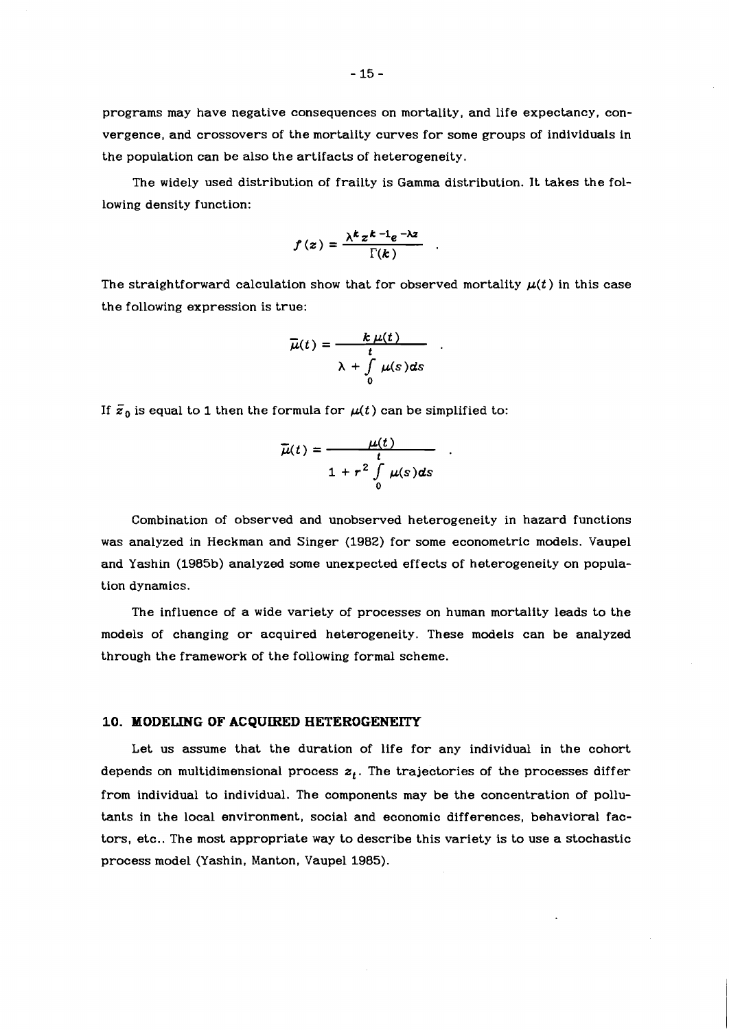programs may have negative consequences on mortality, and life expectancy, convergence, and crossovers of the mortality curves for some groups of individuals in the population can be also the artifacts of heterogeneity.

The widely used distribution of frailty is Gamma distribution. It takes the following density function:

$$f(z) = \frac{\lambda^k z^{k-1} e^{-\lambda z}}{\Gamma(k)} \quad .$$

The straightforward calculation show that for observed mortality $\mu(t)$ in this case the following expression is true:

$$\bar{\mu}(t) = \frac{k\,\mu(t)}{\lambda + \int_0^t \mu(s)ds} \quad .$$

If $\bar{z}_0$ is equal to 1 then the formula for $\mu(t)$ can be simplified to:

$$\bar{\mu}(t) = \frac{\mu(t)}{1 + r^2 \int_0^t \mu(s)ds} \quad .$$

Combination of observed and unobserved heterogeneity in hazard functions was analyzed in Heckman and Singer (1982) for some econometric models. Vaupel and Yashin (1985b) analyzed some unexpected effects of heterogeneity on population dynamics.

The influence of a wide variety of processes on human mortality leads to the models of changing or acquired heterogeneity. These models can be analyzed through the framework of the following formal scheme.

## 10. MODELING OF ACQUIRED HETEROGENEITY

Let us assume that the duration of life for any individual in the cohort depends on multidimensional process $z_t$. The trajectories of the processes differ from individual to individual. The components may be the concentration of pollutants in the local environment, social and economic differences, behavioral factors, etc.. The most appropriate way to describe this variety is to use a stochastic process model (Yashin, Manton, Vaupel 1985).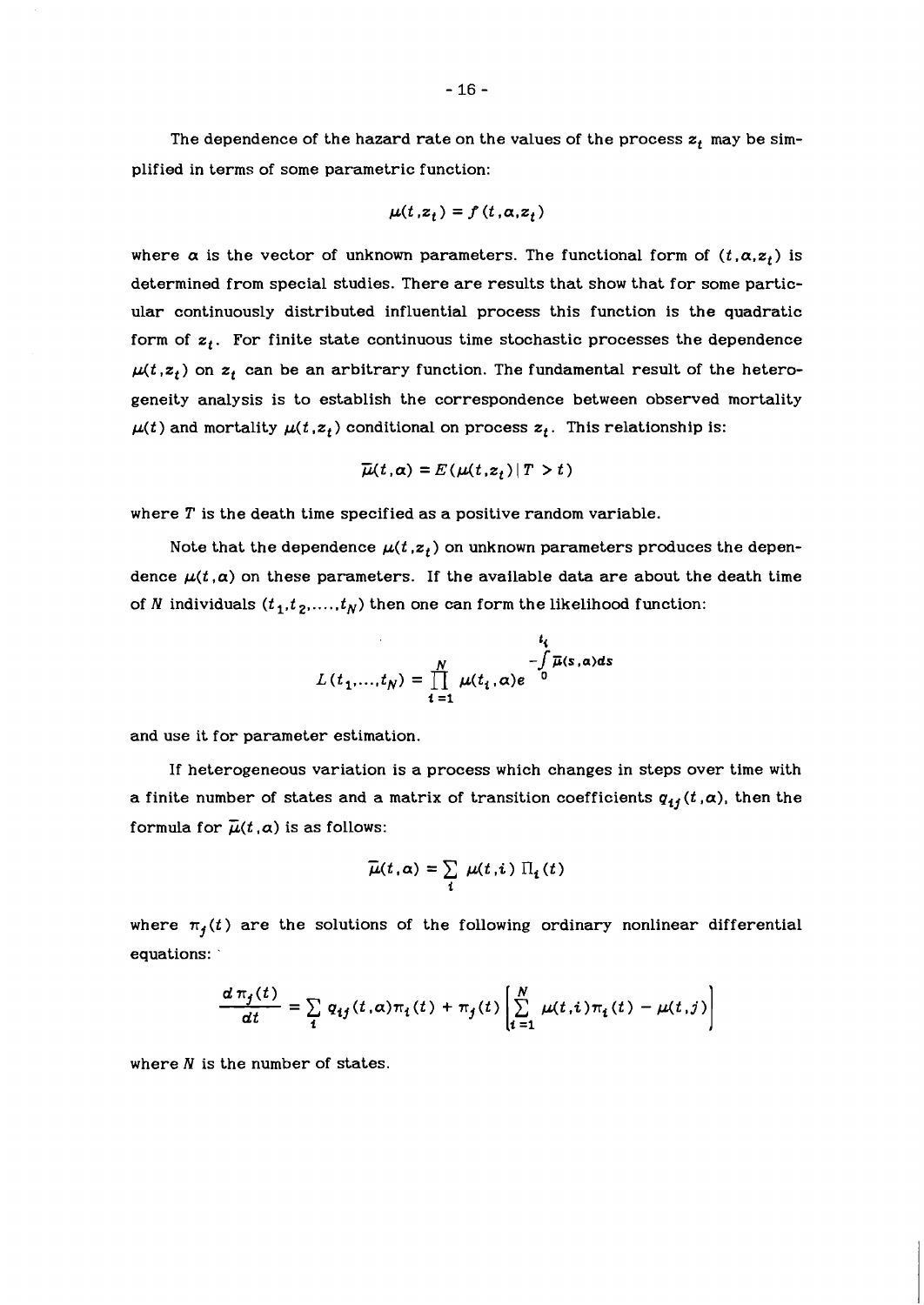The dependence of the hazard rate on the values of the process $z_t$ may be simplified in terms of some parametric function:

$$\mu(t,z_t) = f(t,\alpha,z_t)$$

where $\alpha$ is the vector of unknown parameters. The functional form of $(t,\alpha,z_t)$ is determined from special studies. There are results that show that for some particular continuously distributed influential process this function is the quadratic form of $z_t$. For finite state continuous time stochastic processes the dependence $\mu(t,z_t)$ on $z_t$ can be an arbitrary function. The fundamental result of the heterogeneity analysis is to establish the correspondence between observed mortality $\mu(t)$ and mortality $\mu(t,z_t)$ conditional on process $z_t$. This relationship is:

$$\bar{\mu}(t,\alpha) = E(\mu(t,z_t) \mid T > t)$$

where $T$ is the death time specified as a positive random variable.

Note that the dependence $\mu(t,z_t)$ on unknown parameters produces the dependence $\mu(t,\alpha)$ on these parameters. If the available data are about the death time of $N$ individuals $(t_1,t_2,\ldots,t_N)$ then one can form the likelihood function:

$$L(t_1,\ldots,t_N) = \prod_{i=1}^{N} \mu(t_i,\alpha)e^{-\int_0^{t_i} \bar{\mu}(s,\alpha)ds}$$

and use it for parameter estimation.

If heterogeneous variation is a process which changes in steps over time with a finite number of states and a matrix of transition coefficients $q_{ij}(t,\alpha)$, then the formula for $\bar{\mu}(t,\alpha)$ is as follows:

$$\bar{\mu}(t,\alpha) = \sum_i \mu(t,i)\, \Pi_i(t)$$

where $\pi_j(t)$ are the solutions of the following ordinary nonlinear differential equations:

$$\frac{d\,\pi_j(t)}{dt} = \sum_i q_{ij}(t,\alpha)\pi_i(t) + \pi_j(t)\left[\sum_{i=1}^{N} \mu(t,i)\pi_i(t) - \mu(t,j)\right]$$

where $N$ is the number of states.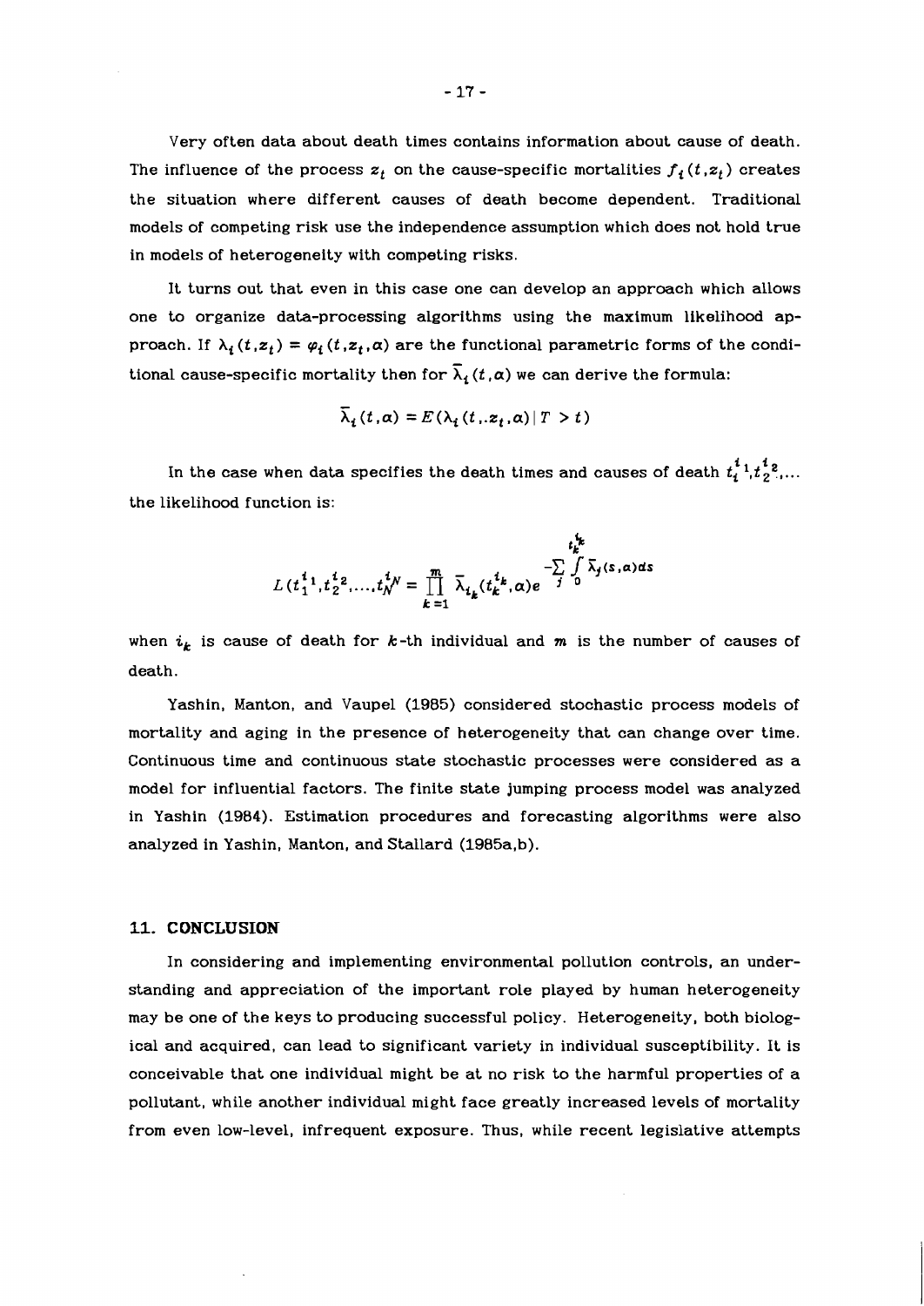Very often data about death times contains information about cause of death. The influence of the process $z_t$ on the cause-specific mortalities $f_i(t, z_t)$ creates the situation where different causes of death become dependent. Traditional models of competing risk use the independence assumption which does not hold true in models of heterogeneity with competing risks.

It turns out that even in this case one can develop an approach which allows one to organize data-processing algorithms using the maximum likelihood approach. If $\lambda_i(t, z_t) = \varphi_i(t, z_t, \alpha)$ are the functional parametric forms of the conditional cause-specific mortality then for $\bar{\lambda}_i(t, \alpha)$ we can derive the formula:

$$\bar{\lambda}_i(t, \alpha) = E(\lambda_i(t, .z_t, \alpha) \mid T > t)$$

In the case when data specifies the death times and causes of death $t_i^{i_1}, t_2^{i_2}, \ldots$ the likelihood function is:

$$L(t_1^{i_1}, t_2^{i_2}, \ldots, t_N^{i_N}) = \prod_{k=1}^{m} \bar{\lambda}_{i_k}(t_k^{i_k}, \alpha) e^{-\sum_j \int_0^{t_k^{i_k}} \bar{\lambda}_j(s, \alpha) ds}$$

when $i_k$ is cause of death for $k$-th individual and $m$ is the number of causes of death.

Yashin, Manton, and Vaupel (1985) considered stochastic process models of mortality and aging in the presence of heterogeneity that can change over time. Continuous time and continuous state stochastic processes were considered as a model for influential factors. The finite state jumping process model was analyzed in Yashin (1984). Estimation procedures and forecasting algorithms were also analyzed in Yashin, Manton, and Stallard (1985a,b).

## 11. CONCLUSION

In considering and implementing environmental pollution controls, an understanding and appreciation of the important role played by human heterogeneity may be one of the keys to producing successful policy. Heterogeneity, both biological and acquired, can lead to significant variety in individual susceptibility. It is conceivable that one individual might be at no risk to the harmful properties of a pollutant, while another individual might face greatly increased levels of mortality from even low-level, infrequent exposure. Thus, while recent legislative attempts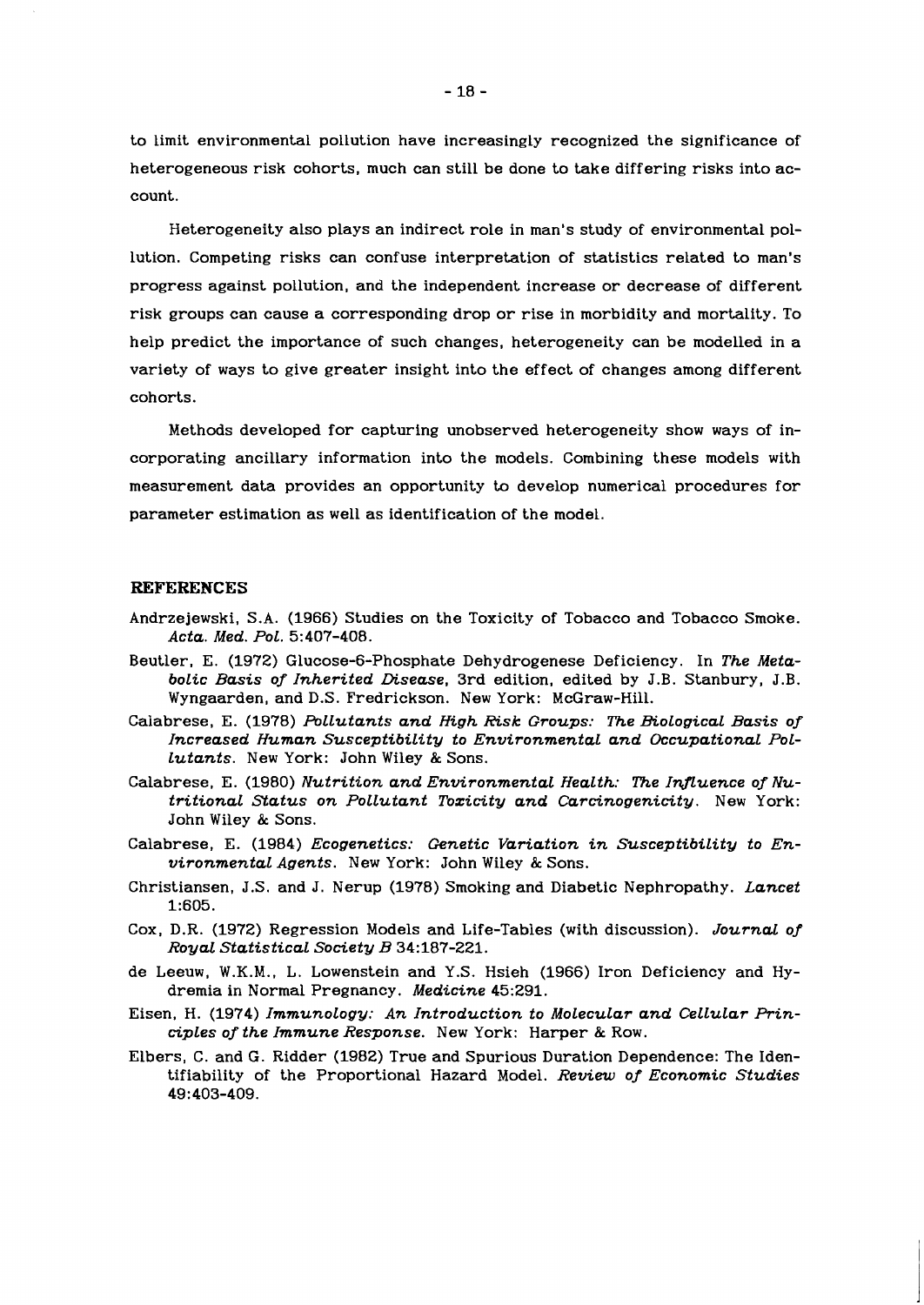to limit environmental pollution have increasingly recognized the significance of heterogeneous risk cohorts, much can still be done to take differing risks into account.

Heterogeneity also plays an indirect role in man's study of environmental pollution. Competing risks can confuse interpretation of statistics related to man's progress against pollution, and the independent increase or decrease of different risk groups can cause a corresponding drop or rise in morbidity and mortality. To help predict the importance of such changes, heterogeneity can be modelled in a variety of ways to give greater insight into the effect of changes among different cohorts.

Methods developed for capturing unobserved heterogeneity show ways of incorporating ancillary information into the models. Combining these models with measurement data provides an opportunity to develop numerical procedures for parameter estimation as well as identification of the model.

## REFERENCES

Andrzejewski, S.A. (1966) Studies on the Toxicity of Tobacco and Tobacco Smoke. *Acta. Med. Pol.* 5:407-408.

Beutler, E. (1972) Glucose-6-Phosphate Dehydrogenese Deficiency. In *The Metabolic Basis of Inherited Disease*, 3rd edition, edited by J.B. Stanbury, J.B. Wyngaarden, and D.S. Fredrickson. New York: McGraw-Hill.

Calabrese, E. (1978) *Pollutants and High Risk Groups: The Biological Basis of Increased Human Susceptibility to Environmental and Occupational Pollutants*. New York: John Wiley & Sons.

Calabrese, E. (1980) *Nutrition and Environmental Health: The Influence of Nutritional Status on Pollutant Toxicity and Carcinogenicity*. New York: John Wiley & Sons.

Calabrese, E. (1984) *Ecogenetics: Genetic Variation in Susceptibility to Environmental Agents*. New York: John Wiley & Sons.

Christiansen, J.S. and J. Nerup (1978) Smoking and Diabetic Nephropathy. *Lancet* 1:605.

Cox, D.R. (1972) Regression Models and Life-Tables (with discussion). *Journal of Royal Statistical Society B* 34:187-221.

de Leeuw, W.K.M., L. Lowenstein and Y.S. Hsieh (1966) Iron Deficiency and Hydremia in Normal Pregnancy. *Medicine* 45:291.

Eisen, H. (1974) *Immunology: An Introduction to Molecular and Cellular Principles of the Immune Response*. New York: Harper & Row.

Elbers, C. and G. Ridder (1982) True and Spurious Duration Dependence: The Identifiability of the Proportional Hazard Model. *Review of Economic Studies* 49:403-409.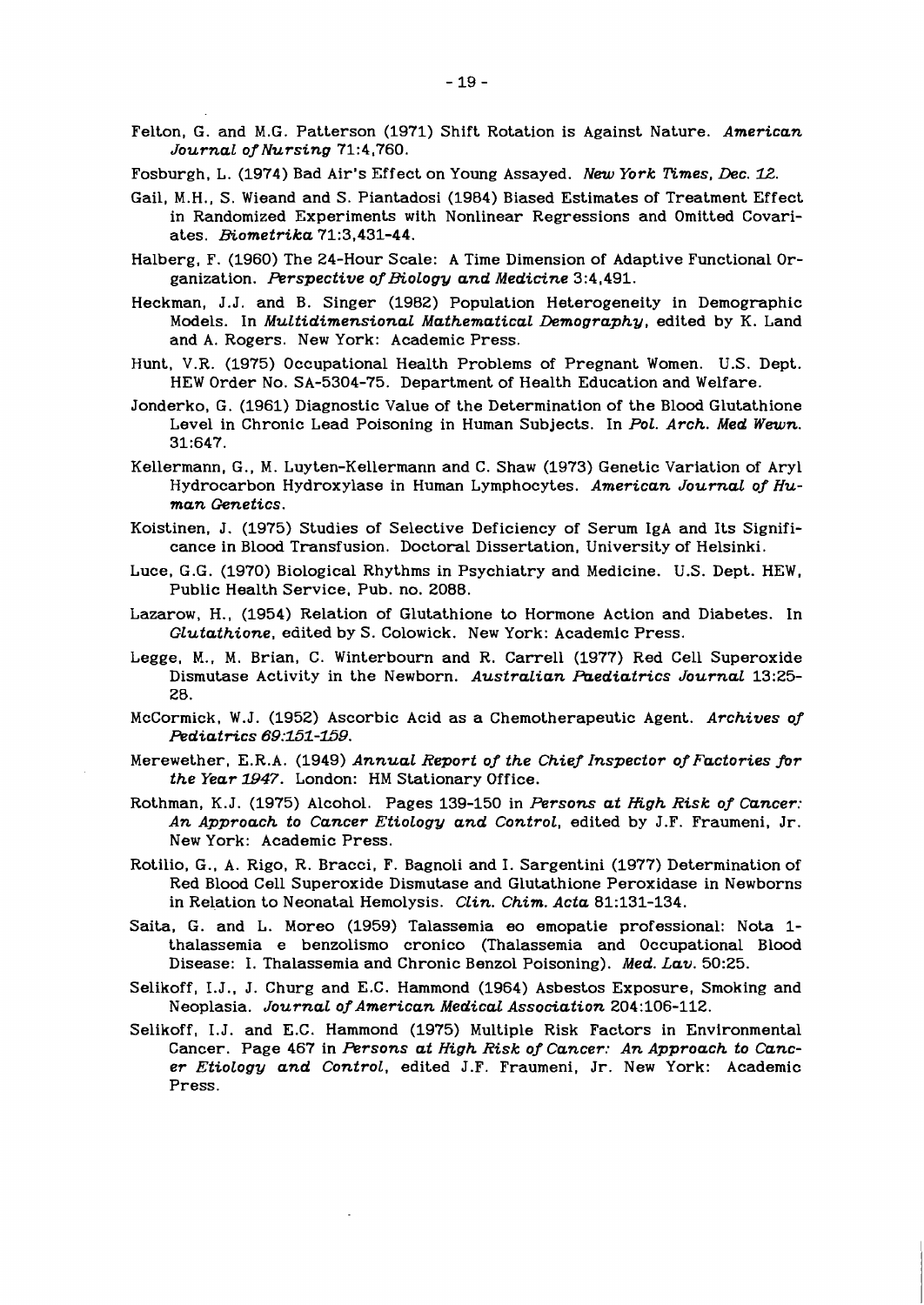Felton, G. and M.G. Patterson (1971) Shift Rotation is Against Nature. *American Journal of Nursing* 71:4,760.

Fosburgh, L. (1974) Bad Air's Effect on Young Assayed. *New York Times, Dec. 12.*

Gail, M.H., S. Wieand and S. Piantadosi (1984) Biased Estimates of Treatment Effect in Randomized Experiments with Nonlinear Regressions and Omitted Covariates. *Biometrika* 71:3,431-44.

Halberg, F. (1960) The 24-Hour Scale: A Time Dimension of Adaptive Functional Organization. *Perspective of Biology and Medicine* 3:4,491.

Heckman, J.J. and B. Singer (1982) Population Heterogeneity in Demographic Models. In *Multidimensional Mathematical Demography*, edited by K. Land and A. Rogers. New York: Academic Press.

Hunt, V.R. (1975) Occupational Health Problems of Pregnant Women. U.S. Dept. HEW Order No. SA-5304-75. Department of Health Education and Welfare.

Jonderko, G. (1961) Diagnostic Value of the Determination of the Blood Glutathione Level in Chronic Lead Poisoning in Human Subjects. In *Pol. Arch. Med Wewn.* 31:647.

Kellermann, G., M. Luyten-Kellermann and C. Shaw (1973) Genetic Variation of Aryl Hydrocarbon Hydroxylase in Human Lymphocytes. *American Journal of Human Genetics.*

Koistinen, J. (1975) Studies of Selective Deficiency of Serum IgA and Its Significance in Blood Transfusion. Doctoral Dissertation, University of Helsinki.

Luce, G.G. (1970) Biological Rhythms in Psychiatry and Medicine. U.S. Dept. HEW, Public Health Service, Pub. no. 2088.

Lazarow, H., (1954) Relation of Glutathione to Hormone Action and Diabetes. In *Glutathione*, edited by S. Colowick. New York: Academic Press.

Legge, M., M. Brian, C. Winterbourn and R. Carrell (1977) Red Cell Superoxide Dismutase Activity in the Newborn. *Australian Paediatrics Journal* 13:25-28.

McCormick, W.J. (1952) Ascorbic Acid as a Chemotherapeutic Agent. *Archives of Pediatrics 69:151-159.*

Merewether, E.R.A. (1949) *Annual Report of the Chief Inspector of Factories for the Year 1947*. London: HM Stationary Office.

Rothman, K.J. (1975) Alcohol. Pages 139-150 in *Persons at High Risk of Cancer: An Approach to Cancer Etiology and Control*, edited by J.F. Fraumeni, Jr. New York: Academic Press.

Rotilio, G., A. Rigo, R. Bracci, F. Bagnoli and I. Sargentini (1977) Determination of Red Blood Cell Superoxide Dismutase and Glutathione Peroxidase in Newborns in Relation to Neonatal Hemolysis. *Clin. Chim. Acta* 81:131-134.

Saita, G. and L. Moreo (1959) Talassemia eo emopatie professional: Nota 1-thalassemia e benzolismo cronico (Thalassemia and Occupational Blood Disease: I. Thalassemia and Chronic Benzol Poisoning). *Med. Lav.* 50:25.

Selikoff, I.J., J. Churg and E.C. Hammond (1964) Asbestos Exposure, Smoking and Neoplasia. *Journal of American Medical Association* 204:106-112.

Selikoff, I.J. and E.C. Hammond (1975) Multiple Risk Factors in Environmental Cancer. Page 467 in *Persons at High Risk of Cancer: An Approach to Cancer Etiology and Control*, edited J.F. Fraumeni, Jr. New York: Academic Press.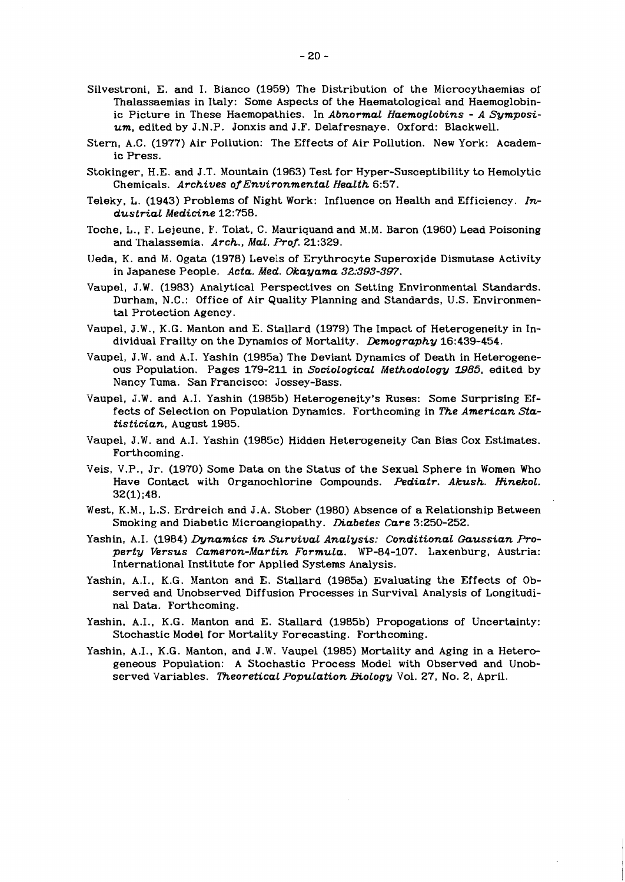Silvestroni, E. and I. Bianco (1959) The Distribution of the Microcythaemias of Thalassaemias in Italy: Some Aspects of the Haematological and Haemoglobinic Picture in These Haemopathies. In *Abnormal Haemoglobins - A Symposium*, edited by J.N.P. Jonxis and J.F. Delafresnaye. Oxford: Blackwell.

Stern, A.C. (1977) Air Pollution: The Effects of Air Pollution. New York: Academic Press.

Stokinger, H.E. and J.T. Mountain (1963) Test for Hyper-Susceptibility to Hemolytic Chemicals. *Archives of Environmental Health* 6:57.

Teleky, L. (1943) Problems of Night Work: Influence on Health and Efficiency. *Industrial Medicine* 12:758.

Toche, L., F. Lejeune, F. Tolat, C. Mauriquand and M.M. Baron (1960) Lead Poisoning and Thalassemia. *Arch., Mal. Prof.* 21:329.

Ueda, K. and M. Ogata (1978) Levels of Erythrocyte Superoxide Dismutase Activity in Japanese People. *Acta. Med. Okayama 32:393-397.*

Vaupel, J.W. (1983) Analytical Perspectives on Setting Environmental Standards. Durham, N.C.: Office of Air Quality Planning and Standards, U.S. Environmental Protection Agency.

Vaupel, J.W., K.G. Manton and E. Stallard (1979) The Impact of Heterogeneity in Individual Frailty on the Dynamics of Mortality. *Demography* 16:439-454.

Vaupel, J.W. and A.I. Yashin (1985a) The Deviant Dynamics of Death in Heterogeneous Population. Pages 179-211 in *Sociological Methodology 1985*, edited by Nancy Tuma. San Francisco: Jossey-Bass.

Vaupel, J.W. and A.I. Yashin (1985b) Heterogeneity's Ruses: Some Surprising Effects of Selection on Population Dynamics. Forthcoming in *The American Statistician*, August 1985.

Vaupel, J.W. and A.I. Yashin (1985c) Hidden Heterogeneity Can Bias Cox Estimates. Forthcoming.

Veis, V.P., Jr. (1970) Some Data on the Status of the Sexual Sphere in Women Who Have Contact with Organochlorine Compounds. *Pediatr. Akush. Hinekol.* 32(1);48.

West, K.M., L.S. Erdreich and J.A. Stober (1980) Absence of a Relationship Between Smoking and Diabetic Microangiopathy. *Diabetes Care* 3:250-252.

Yashin, A.I. (1984) *Dynamics in Survival Analysis: Conditional Gaussian Property Versus Cameron-Martin Formula*. WP-84-107. Laxenburg, Austria: International Institute for Applied Systems Analysis.

Yashin, A.I., K.G. Manton and E. Stallard (1985a) Evaluating the Effects of Observed and Unobserved Diffusion Processes in Survival Analysis of Longitudinal Data. Forthcoming.

Yashin, A.I., K.G. Manton and E. Stallard (1985b) Propogations of Uncertainty: Stochastic Model for Mortality Forecasting. Forthcoming.

Yashin, A.I., K.G. Manton, and J.W. Vaupel (1985) Mortality and Aging in a Heterogeneous Population: A Stochastic Process Model with Observed and Unobserved Variables. *Theoretical Population Biology* Vol. 27, No. 2, April.